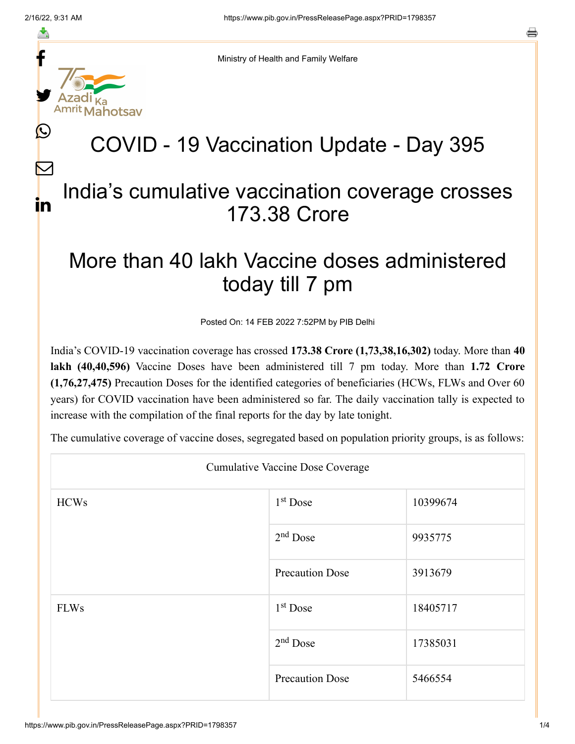Ministry of Health and Family Welfare

# COVID - 19 Vaccination Update - Day 395

## India's cumulative vaccination coverage crosses 173.38 Crore

## More than 40 lakh Vaccine doses administered today till 7 pm

Posted On: 14 FEB 2022 7:52PM by PIB Delhi

India's COVID-19 vaccination coverage has crossed **173.38 Crore (1,73,38,16,302)** today. More than **40 lakh (40,40,596)** Vaccine Doses have been administered till 7 pm today. More than **1.72 Crore (1,76,27,475)** Precaution Doses for the identified categories of beneficiaries (HCWs, FLWs and Over 60 years) for COVID vaccination have been administered so far. The daily vaccination tally is expected to increase with the compilation of the final reports for the day by late tonight.

The cumulative coverage of vaccine doses, segregated based on population priority groups, is as follows:

| Cumulative Vaccine Dose Coverage | | |
|---|---|---|
| HCWs | 1st Dose | 10399674 |
| | 2nd Dose | 9935775 |
| | Precaution Dose | 3913679 |
| FLWs | 1st Dose | 18405717 |
| | 2nd Dose | 17385031 |
| | Precaution Dose | 5466554 |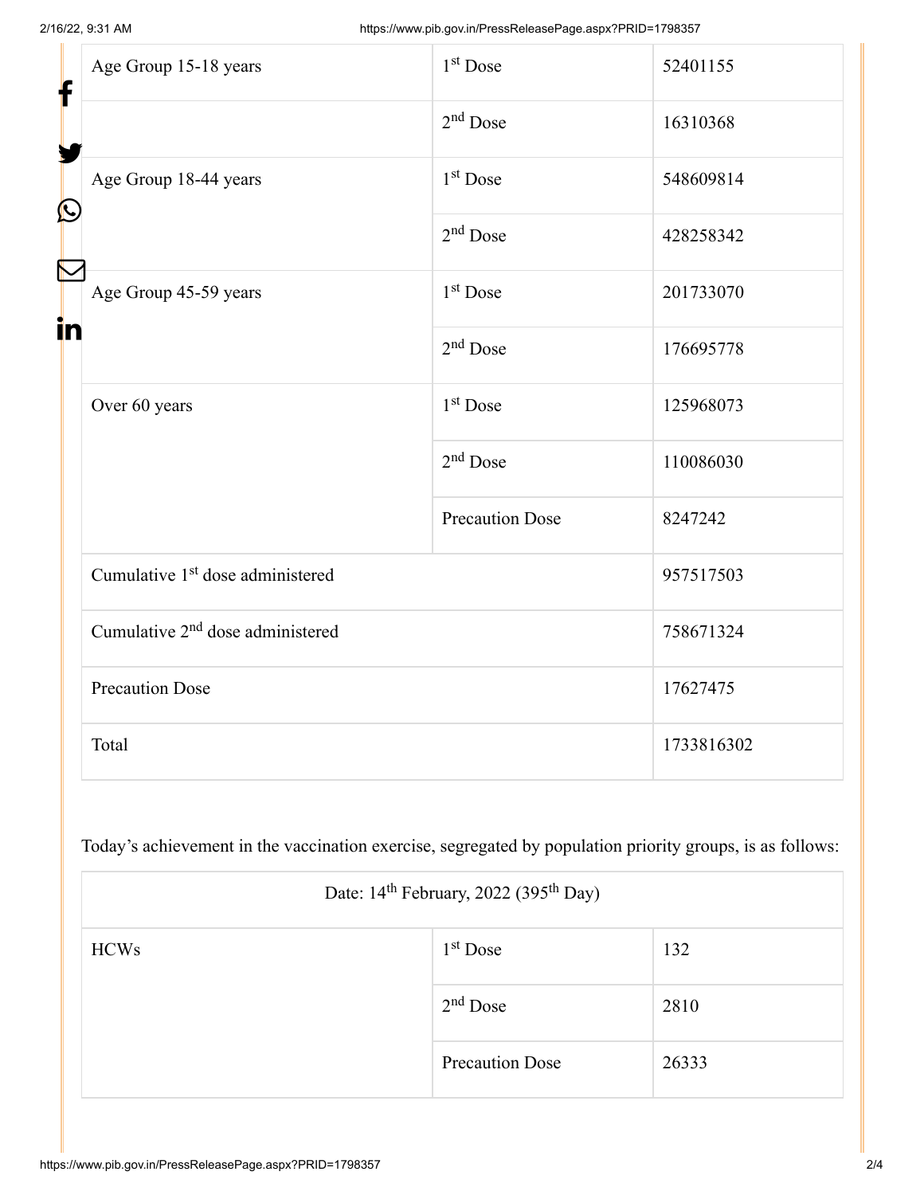| Age Group 15-18 years | 1st Dose | 52401155 |
| --- | --- | --- |
| | 2nd Dose | 16310368 |
| Age Group 18-44 years | 1st Dose | 548609814 |
| | 2nd Dose | 428258342 |
| Age Group 45-59 years | 1st Dose | 201733070 |
| | 2nd Dose | 176695778 |
| Over 60 years | 1st Dose | 125968073 |
| | 2nd Dose | 110086030 |
| | Precaution Dose | 8247242 |
| Cumulative 1st dose administered | | 957517503 |
| Cumulative 2nd dose administered | | 758671324 |
| Precaution Dose | | 17627475 |
| Total | | 1733816302 |

Today's achievement in the vaccination exercise, segregated by population priority groups, is as follows:

| Date: 14th February, 2022 (395th Day) | | |
| --- | --- | --- |
| HCWs | 1st Dose | 132 |
| | 2nd Dose | 2810 |
| | Precaution Dose | 26333 |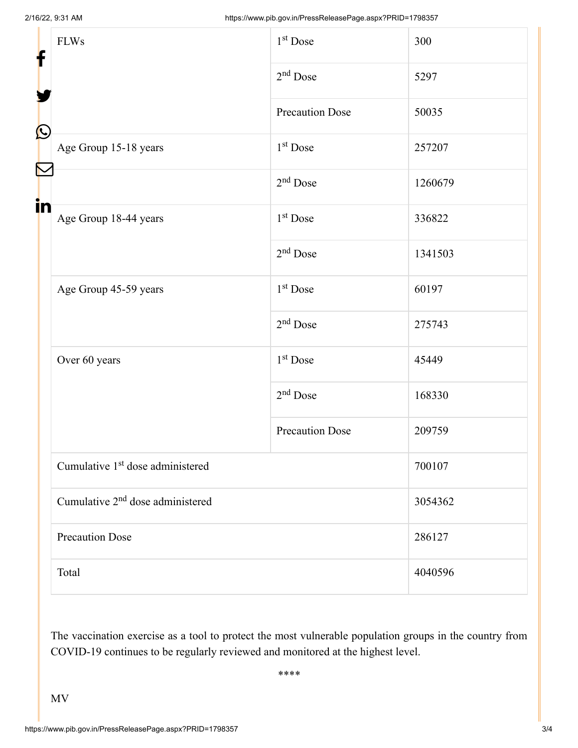| FLWs | 1st Dose | 300 |
|---|---|---|
| | 2nd Dose | 5297 |
| | Precaution Dose | 50035 |
| Age Group 15-18 years | 1st Dose | 257207 |
| | 2nd Dose | 1260679 |
| Age Group 18-44 years | 1st Dose | 336822 |
| | 2nd Dose | 1341503 |
| Age Group 45-59 years | 1st Dose | 60197 |
| | 2nd Dose | 275743 |
| Over 60 years | 1st Dose | 45449 |
| | 2nd Dose | 168330 |
| | Precaution Dose | 209759 |
| Cumulative 1st dose administered | | 700107 |
| Cumulative 2nd dose administered | | 3054362 |
| Precaution Dose | | 286127 |
| Total | | 4040596 |

The vaccination exercise as a tool to protect the most vulnerable population groups in the country from COVID-19 continues to be regularly reviewed and monitored at the highest level.

****

MV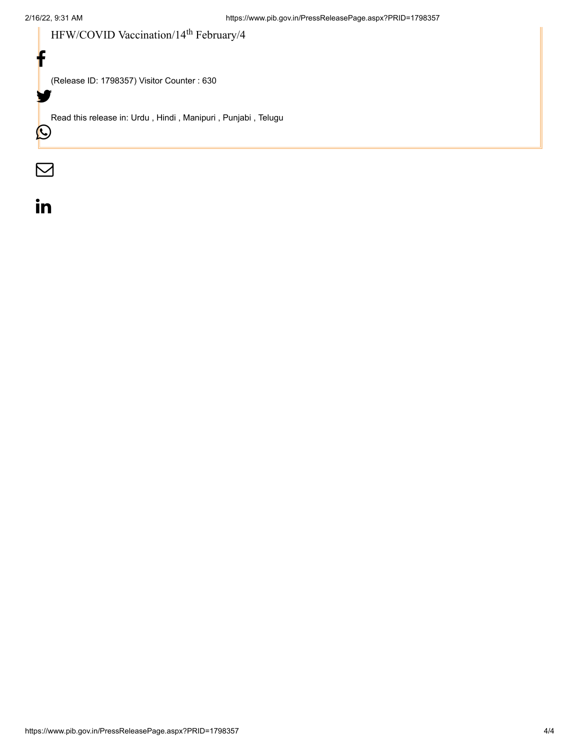HFW/COVID Vaccination/14th February/4

(Release ID: 1798357) Visitor Counter : 630

Read this release in: Urdu , Hindi , Manipuri , Punjabi , Telugu